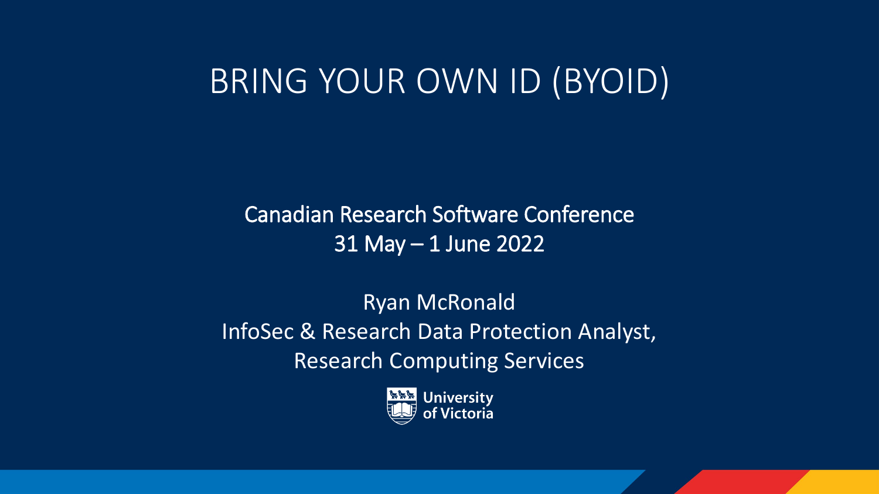# BRING YOUR OWN ID (BYOID)

Canadian Research Software Conference
31 May – 1 June 2022

Ryan McRonald
InfoSec & Research Data Protection Analyst,
Research Computing Services

University of Victoria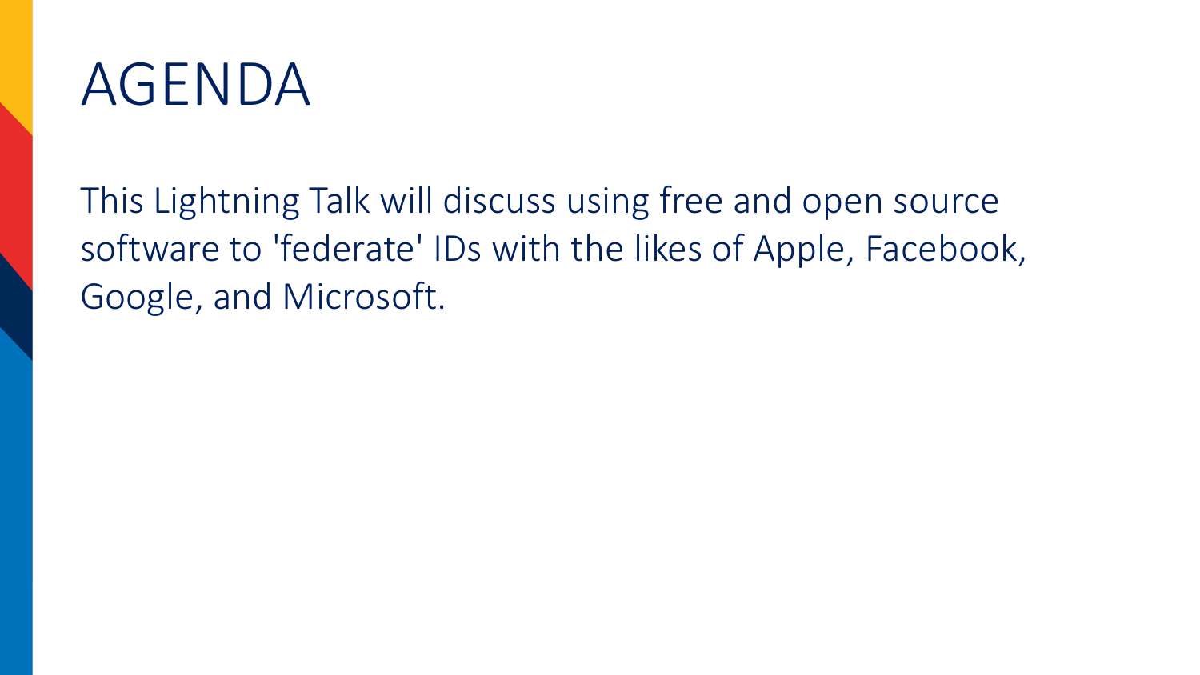# AGENDA

This Lightning Talk will discuss using free and open source software to 'federate' IDs with the likes of Apple, Facebook, Google, and Microsoft.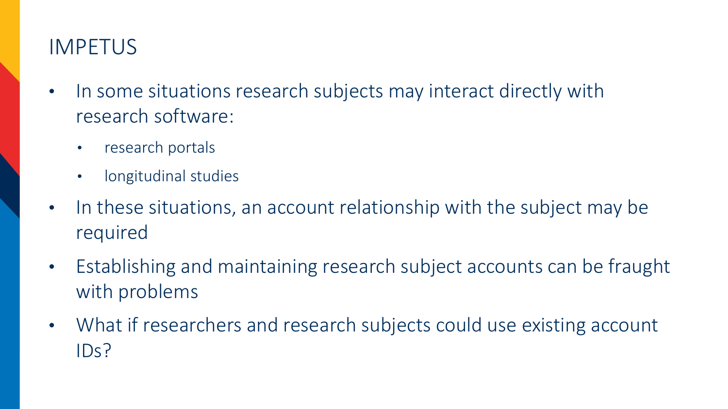# IMPETUS

- In some situations research subjects may interact directly with research software:
  - research portals
  - longitudinal studies
- In these situations, an account relationship with the subject may be required
- Establishing and maintaining research subject accounts can be fraught with problems
- What if researchers and research subjects could use existing account IDs?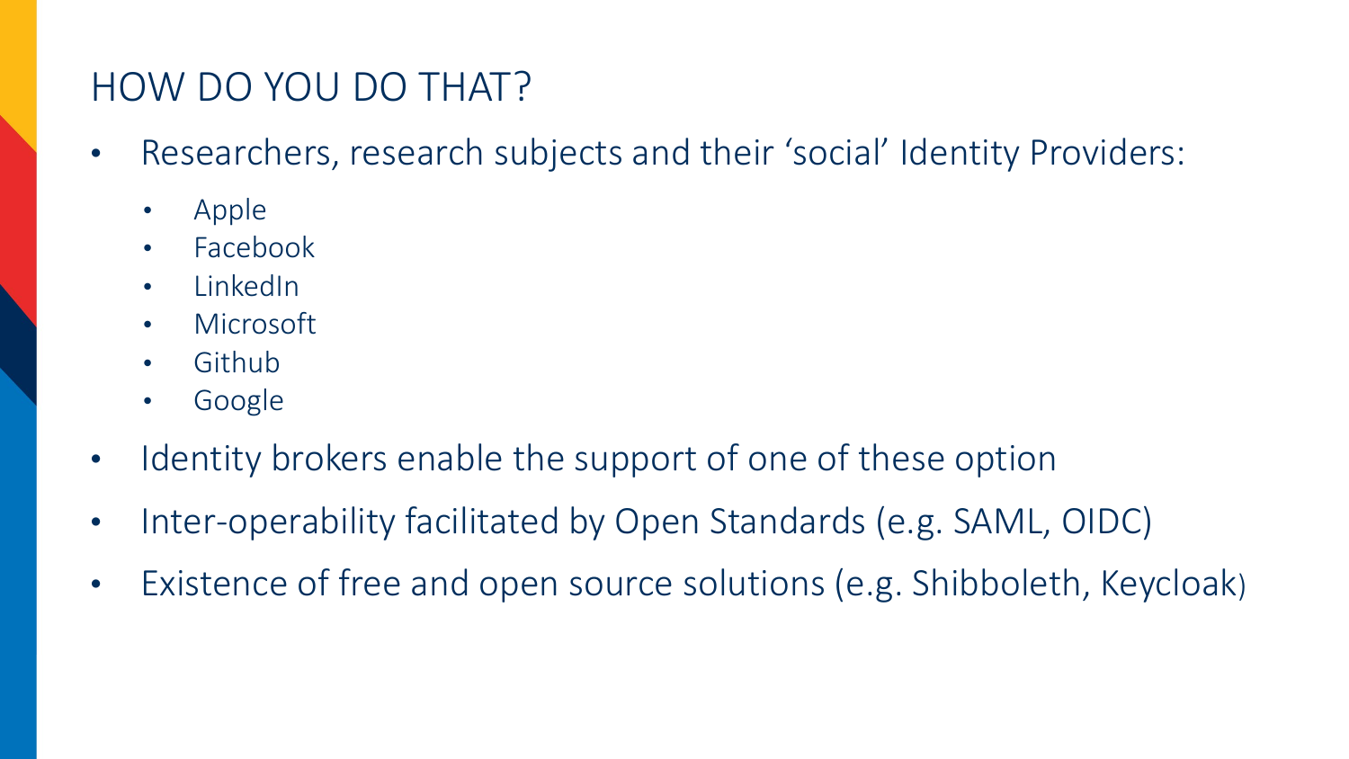# HOW DO YOU DO THAT?

- Researchers, research subjects and their ‘social’ Identity Providers:
  - Apple
  - Facebook
  - LinkedIn
  - Microsoft
  - Github
  - Google
- Identity brokers enable the support of one of these option
- Inter-operability facilitated by Open Standards (e.g. SAML, OIDC)
- Existence of free and open source solutions (e.g. Shibboleth, Keycloak)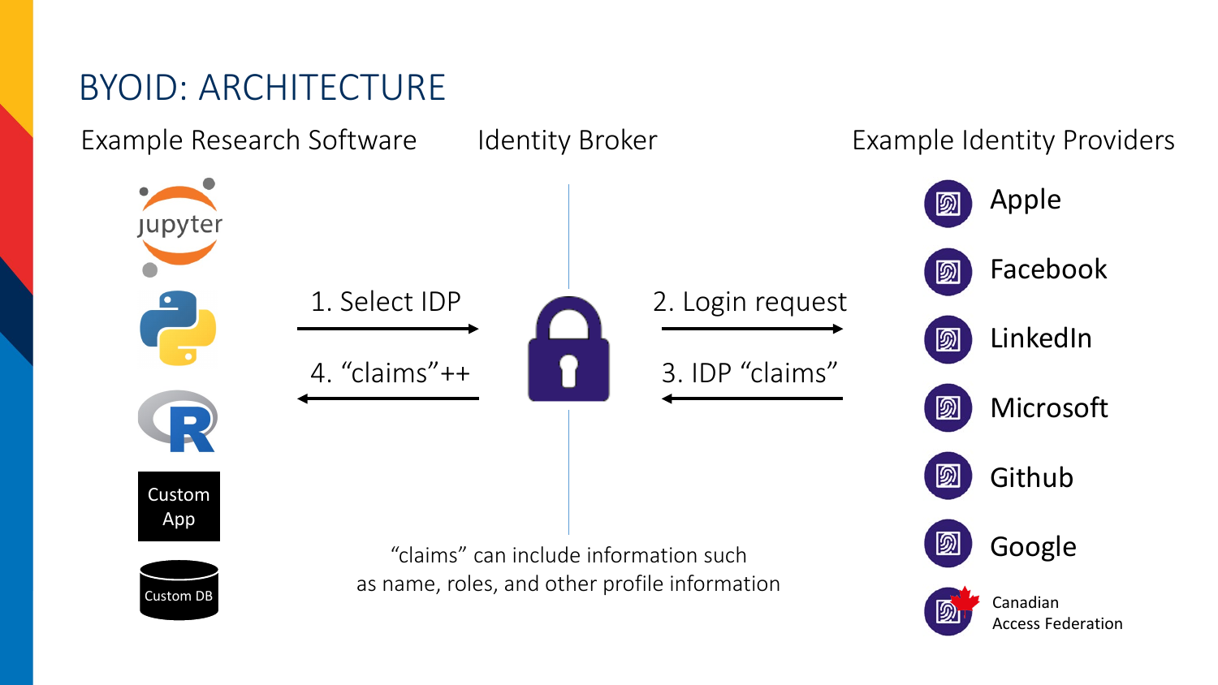# BYOID: ARCHITECTURE

Example Research Software

- Jupyter
- Python
- R
- Custom App
- Custom DB

Identity Broker

1. Select IDP
2. Login request
3. IDP "claims"
4. "claims"++

Example Identity Providers

- Apple
- Facebook
- LinkedIn
- Microsoft
- Github
- Google
- Canadian Access Federation

"claims" can include information such as name, roles, and other profile information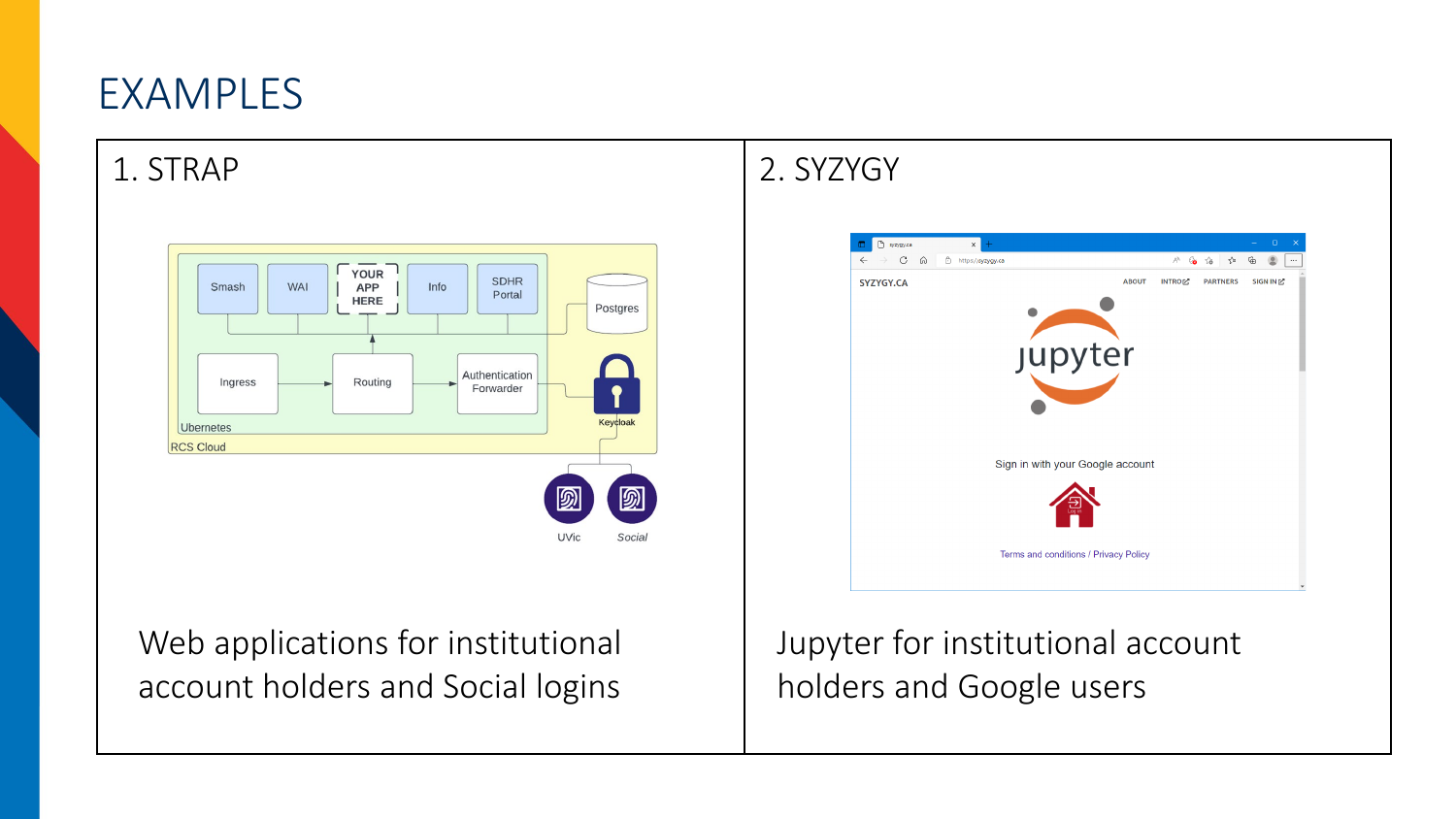# EXAMPLES

## 1. STRAP

Web applications for institutional account holders and Social logins

## 2. SYZYGY

Jupyter for institutional account holders and Google users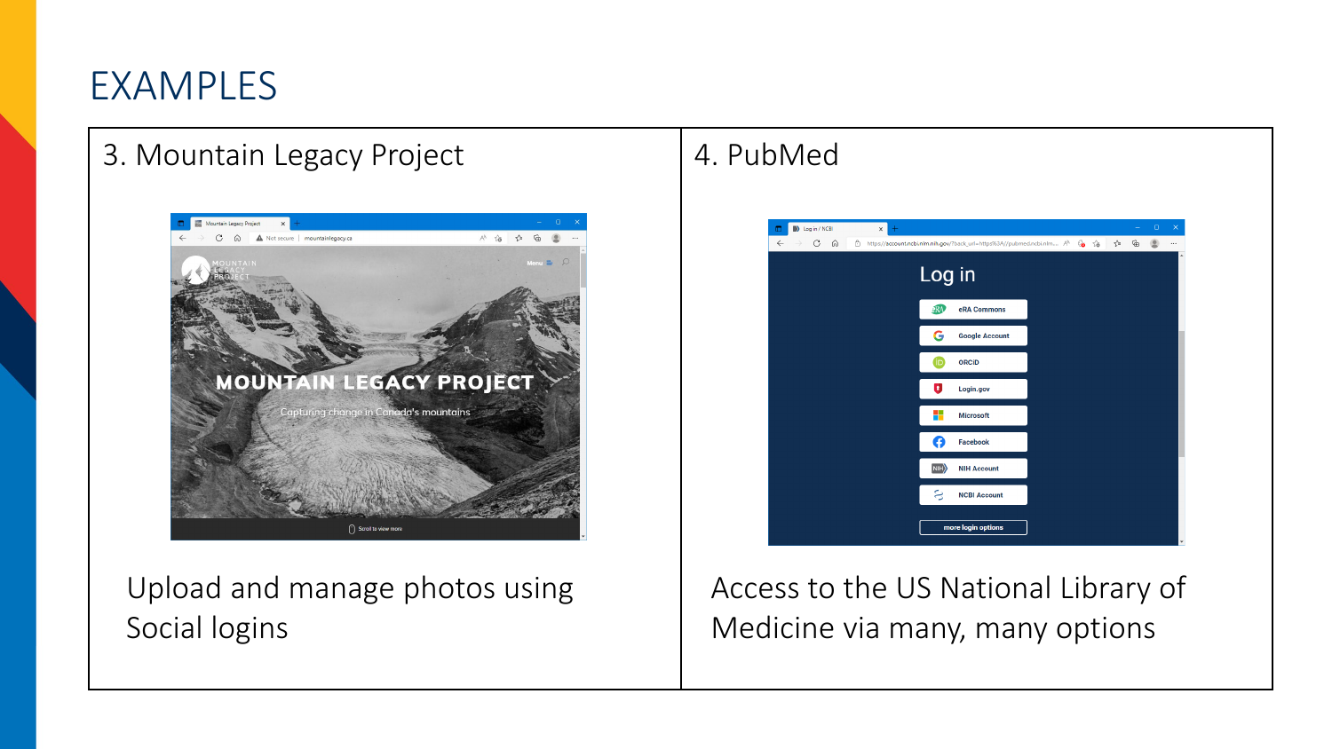# EXAMPLES

## 3. Mountain Legacy Project

Upload and manage photos using Social logins

## 4. PubMed

Access to the US National Library of Medicine via many, many options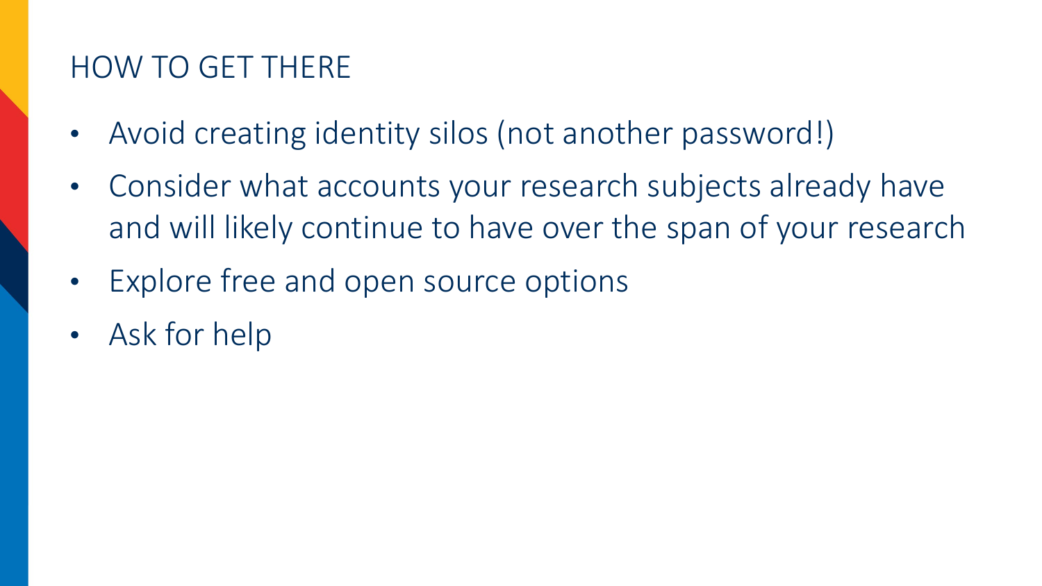# HOW TO GET THERE

- Avoid creating identity silos (not another password!)
- Consider what accounts your research subjects already have and will likely continue to have over the span of your research
- Explore free and open source options
- Ask for help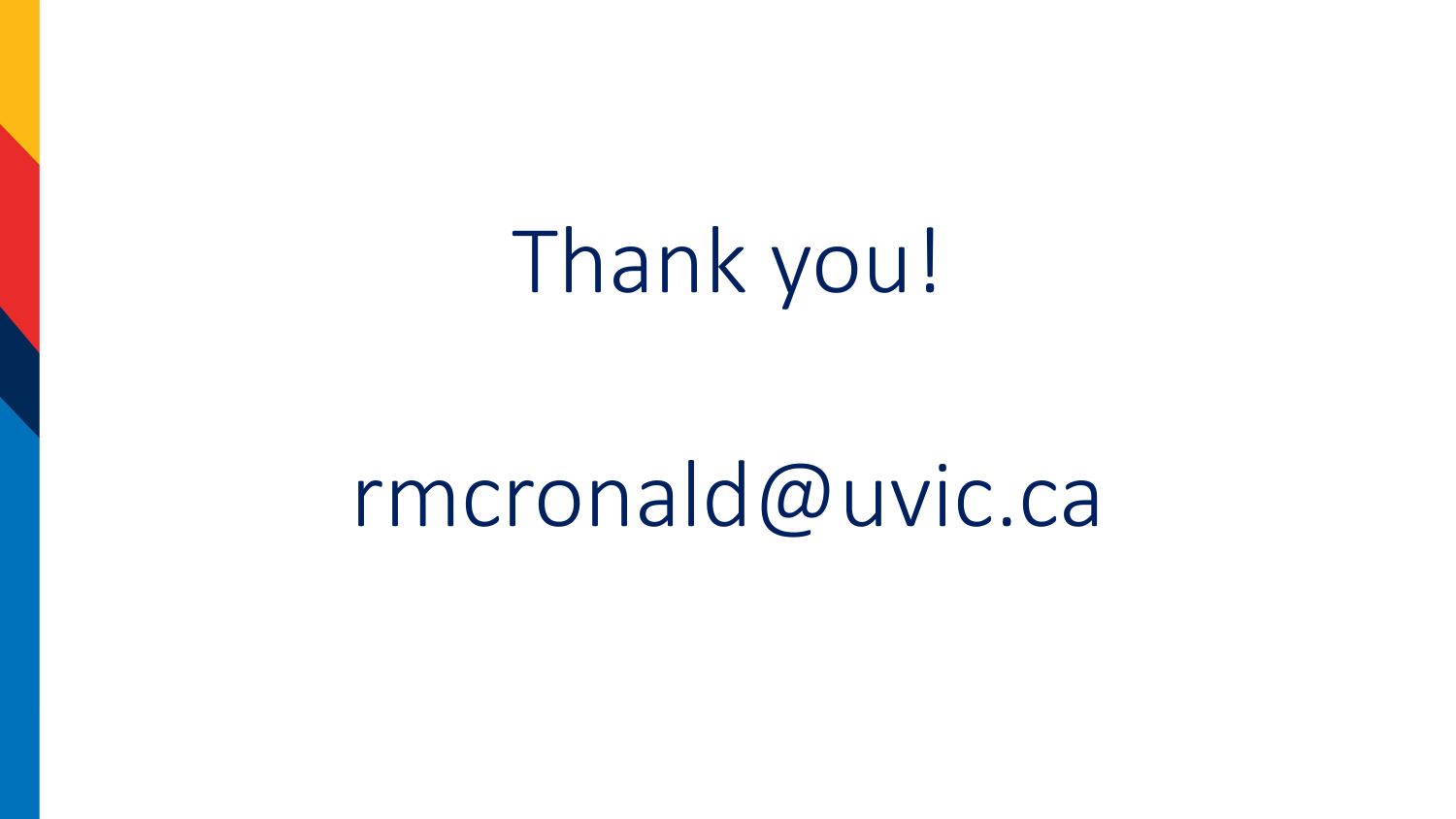Thank you!

rmcronald@uvic.ca